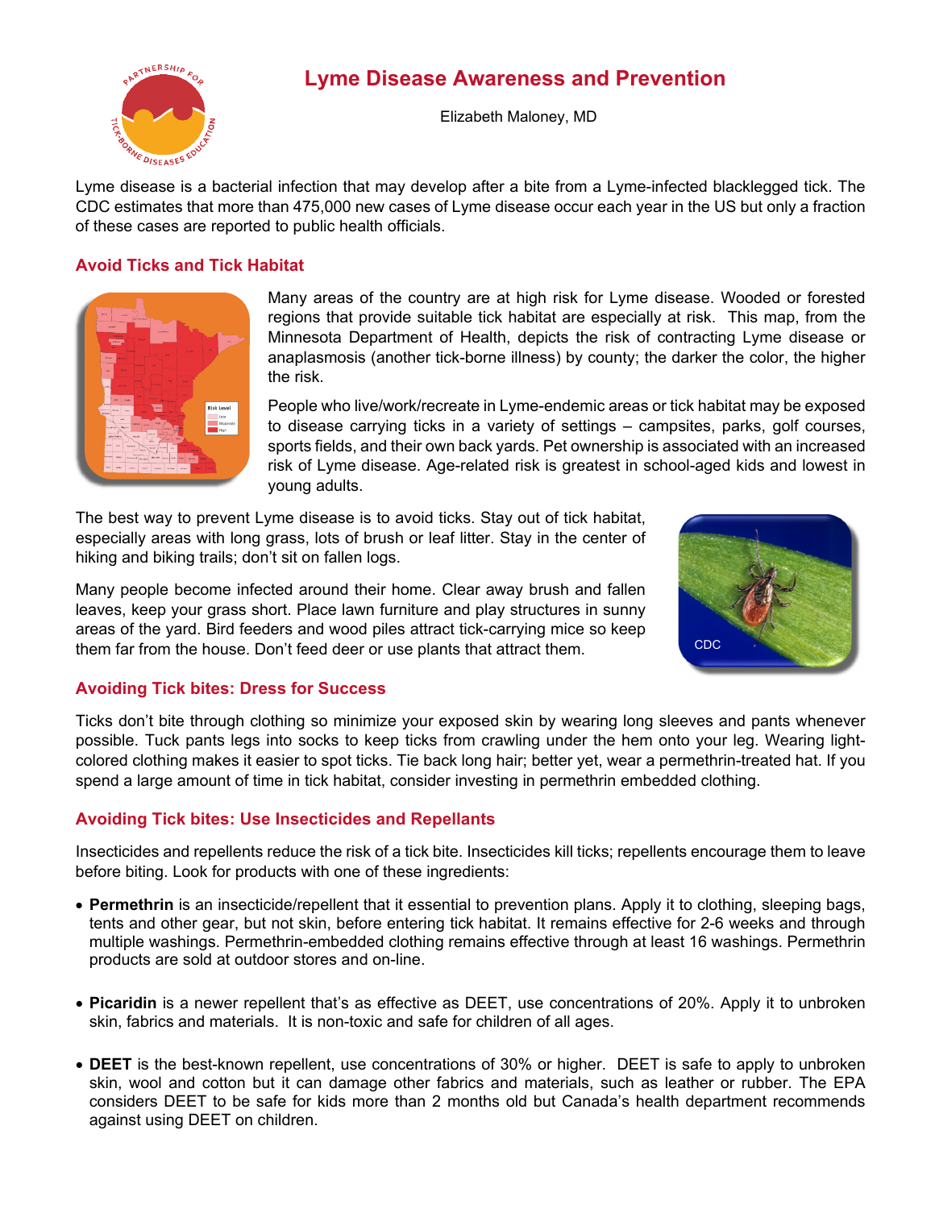# Lyme Disease Awareness and Prevention

Elizabeth Maloney, MD

Lyme disease is a bacterial infection that may develop after a bite from a Lyme-infected blacklegged tick. The CDC estimates that more than 475,000 new cases of Lyme disease occur each year in the US but only a fraction of these cases are reported to public health officials.

## Avoid Ticks and Tick Habitat

Many areas of the country are at high risk for Lyme disease. Wooded or forested regions that provide suitable tick habitat are especially at risk. This map, from the Minnesota Department of Health, depicts the risk of contracting Lyme disease or anaplasmosis (another tick-borne illness) by county; the darker the color, the higher the risk.

People who live/work/recreate in Lyme-endemic areas or tick habitat may be exposed to disease carrying ticks in a variety of settings – campsites, parks, golf courses, sports fields, and their own back yards. Pet ownership is associated with an increased risk of Lyme disease. Age-related risk is greatest in school-aged kids and lowest in young adults.

The best way to prevent Lyme disease is to avoid ticks. Stay out of tick habitat, especially areas with long grass, lots of brush or leaf litter. Stay in the center of hiking and biking trails; don't sit on fallen logs.

Many people become infected around their home. Clear away brush and fallen leaves, keep your grass short. Place lawn furniture and play structures in sunny areas of the yard. Bird feeders and wood piles attract tick-carrying mice so keep them far from the house. Don't feed deer or use plants that attract them.

## Avoiding Tick bites: Dress for Success

Ticks don't bite through clothing so minimize your exposed skin by wearing long sleeves and pants whenever possible. Tuck pants legs into socks to keep ticks from crawling under the hem onto your leg. Wearing light-colored clothing makes it easier to spot ticks. Tie back long hair; better yet, wear a permethrin-treated hat. If you spend a large amount of time in tick habitat, consider investing in permethrin embedded clothing.

## Avoiding Tick bites: Use Insecticides and Repellants

Insecticides and repellents reduce the risk of a tick bite. Insecticides kill ticks; repellents encourage them to leave before biting. Look for products with one of these ingredients:

- **Permethrin** is an insecticide/repellent that it essential to prevention plans. Apply it to clothing, sleeping bags, tents and other gear, but not skin, before entering tick habitat. It remains effective for 2-6 weeks and through multiple washings. Permethrin-embedded clothing remains effective through at least 16 washings. Permethrin products are sold at outdoor stores and on-line.

- **Picaridin** is a newer repellent that's as effective as DEET, use concentrations of 20%. Apply it to unbroken skin, fabrics and materials. It is non-toxic and safe for children of all ages.

- **DEET** is the best-known repellent, use concentrations of 30% or higher. DEET is safe to apply to unbroken skin, wool and cotton but it can damage other fabrics and materials, such as leather or rubber. The EPA considers DEET to be safe for kids more than 2 months old but Canada's health department recommends against using DEET on children.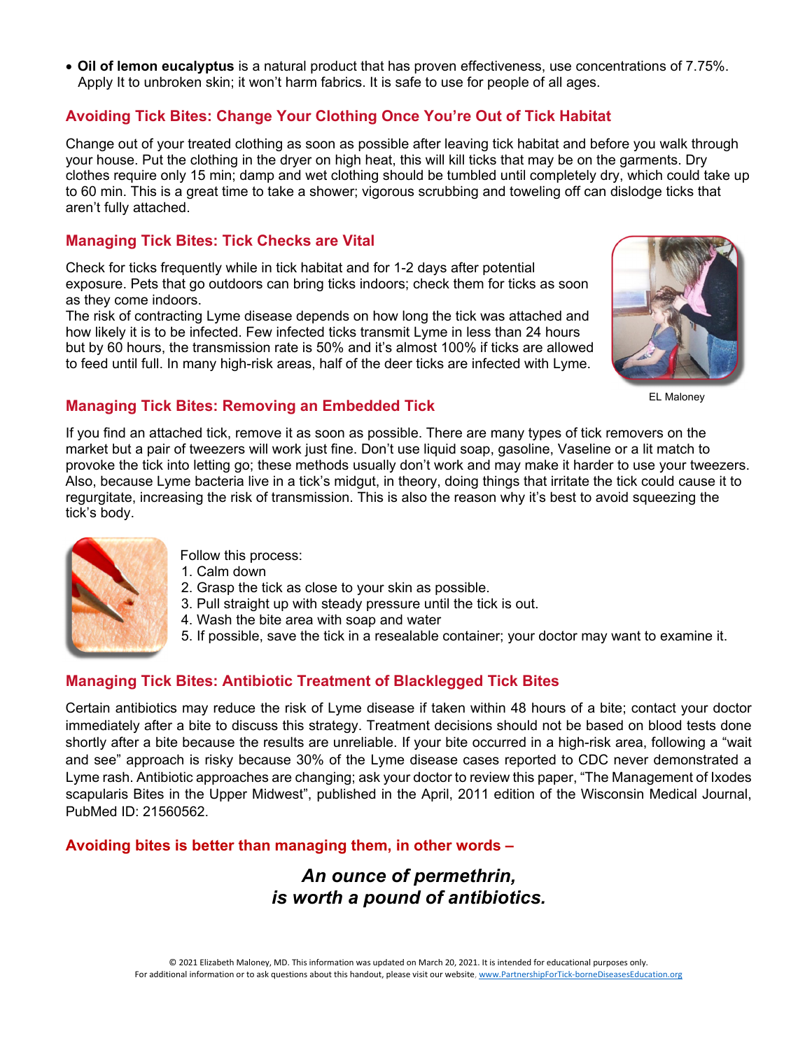- **Oil of lemon eucalyptus** is a natural product that has proven effectiveness, use concentrations of 7.75%. Apply It to unbroken skin; it won't harm fabrics. It is safe to use for people of all ages.

## Avoiding Tick Bites: Change Your Clothing Once You're Out of Tick Habitat

Change out of your treated clothing as soon as possible after leaving tick habitat and before you walk through your house. Put the clothing in the dryer on high heat, this will kill ticks that may be on the garments. Dry clothes require only 15 min; damp and wet clothing should be tumbled until completely dry, which could take up to 60 min. This is a great time to take a shower; vigorous scrubbing and toweling off can dislodge ticks that aren't fully attached.

## Managing Tick Bites: Tick Checks are Vital

Check for ticks frequently while in tick habitat and for 1-2 days after potential exposure. Pets that go outdoors can bring ticks indoors; check them for ticks as soon as they come indoors.

The risk of contracting Lyme disease depends on how long the tick was attached and how likely it is to be infected. Few infected ticks transmit Lyme in less than 24 hours but by 60 hours, the transmission rate is 50% and it's almost 100% if ticks are allowed to feed until full. In many high-risk areas, half of the deer ticks are infected with Lyme.

EL Maloney

## Managing Tick Bites: Removing an Embedded Tick

If you find an attached tick, remove it as soon as possible. There are many types of tick removers on the market but a pair of tweezers will work just fine. Don't use liquid soap, gasoline, Vaseline or a lit match to provoke the tick into letting go; these methods usually don't work and may make it harder to use your tweezers. Also, because Lyme bacteria live in a tick's midgut, in theory, doing things that irritate the tick could cause it to regurgitate, increasing the risk of transmission. This is also the reason why it's best to avoid squeezing the tick's body.

Follow this process:

1. Calm down
2. Grasp the tick as close to your skin as possible.
3. Pull straight up with steady pressure until the tick is out.
4. Wash the bite area with soap and water
5. If possible, save the tick in a resealable container; your doctor may want to examine it.

## Managing Tick Bites: Antibiotic Treatment of Blacklegged Tick Bites

Certain antibiotics may reduce the risk of Lyme disease if taken within 48 hours of a bite; contact your doctor immediately after a bite to discuss this strategy. Treatment decisions should not be based on blood tests done shortly after a bite because the results are unreliable. If your bite occurred in a high-risk area, following a "wait and see" approach is risky because 30% of the Lyme disease cases reported to CDC never demonstrated a Lyme rash. Antibiotic approaches are changing; ask your doctor to review this paper, "The Management of Ixodes scapularis Bites in the Upper Midwest", published in the April, 2011 edition of the Wisconsin Medical Journal, PubMed ID: 21560562.

## Avoiding bites is better than managing them, in other words –

***An ounce of permethrin,***
***is worth a pound of antibiotics.***

© 2021 Elizabeth Maloney, MD. This information was updated on March 20, 2021. It is intended for educational purposes only.
For additional information or to ask questions about this handout, please visit our website, www.PartnershipForTick-borneDiseasesEducation.org